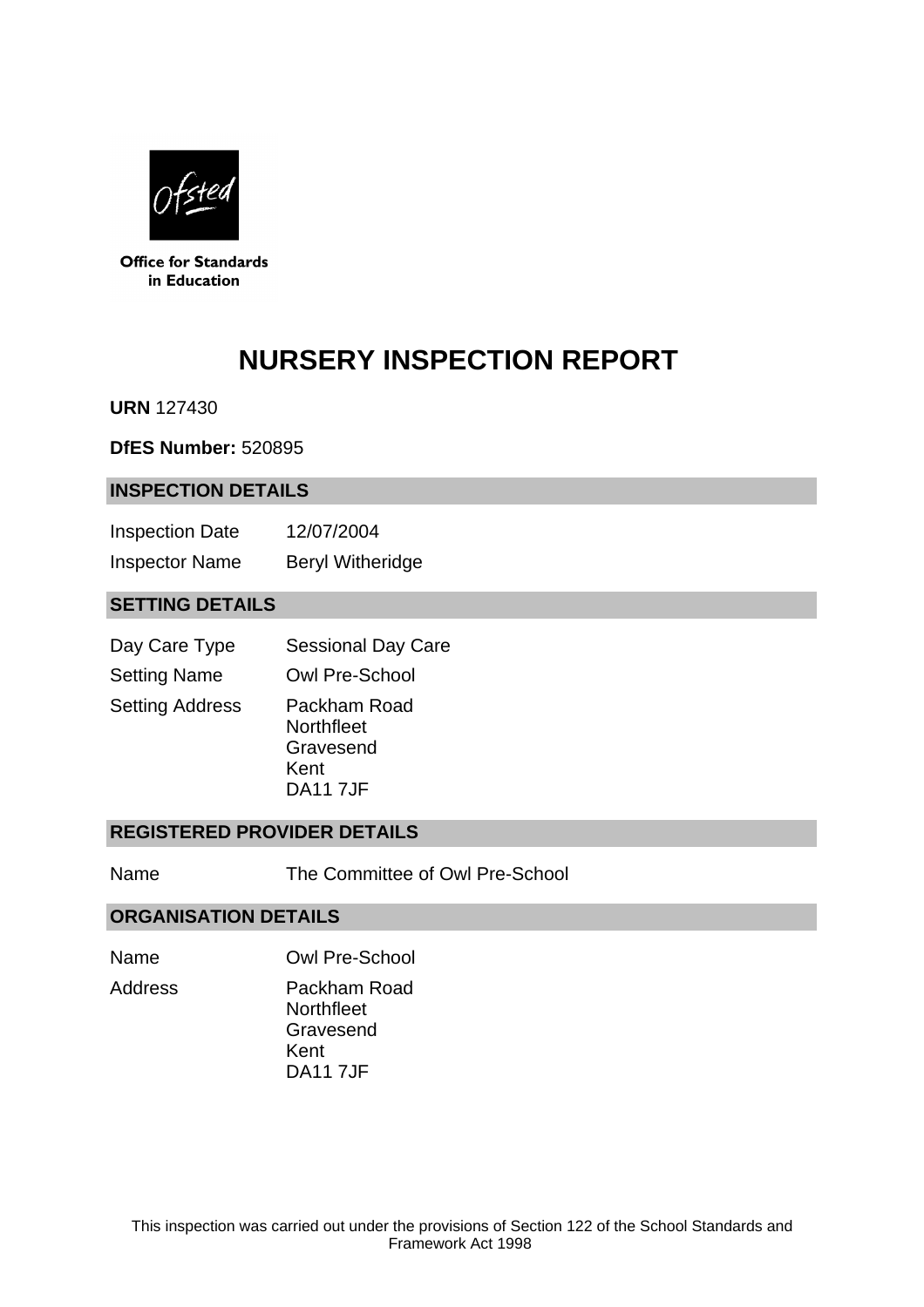Office for Standards in Education

# NURSERY INSPECTION REPORT

**URN** 127430

**DfES Number:** 520895

## INSPECTION DETAILS

| | |
|---|---|
| Inspection Date | 12/07/2004 |
| Inspector Name | Beryl Witheridge |

## SETTING DETAILS

| | |
|---|---|
| Day Care Type | Sessional Day Care |
| Setting Name | Owl Pre-School |
| Setting Address | Packham Road<br>Northfleet<br>Gravesend<br>Kent<br>DA11 7JF |

## REGISTERED PROVIDER DETAILS

| | |
|---|---|
| Name | The Committee of Owl Pre-School |

## ORGANISATION DETAILS

| | |
|---|---|
| Name | Owl Pre-School |
| Address | Packham Road<br>Northfleet<br>Gravesend<br>Kent<br>DA11 7JF |

This inspection was carried out under the provisions of Section 122 of the School Standards and Framework Act 1998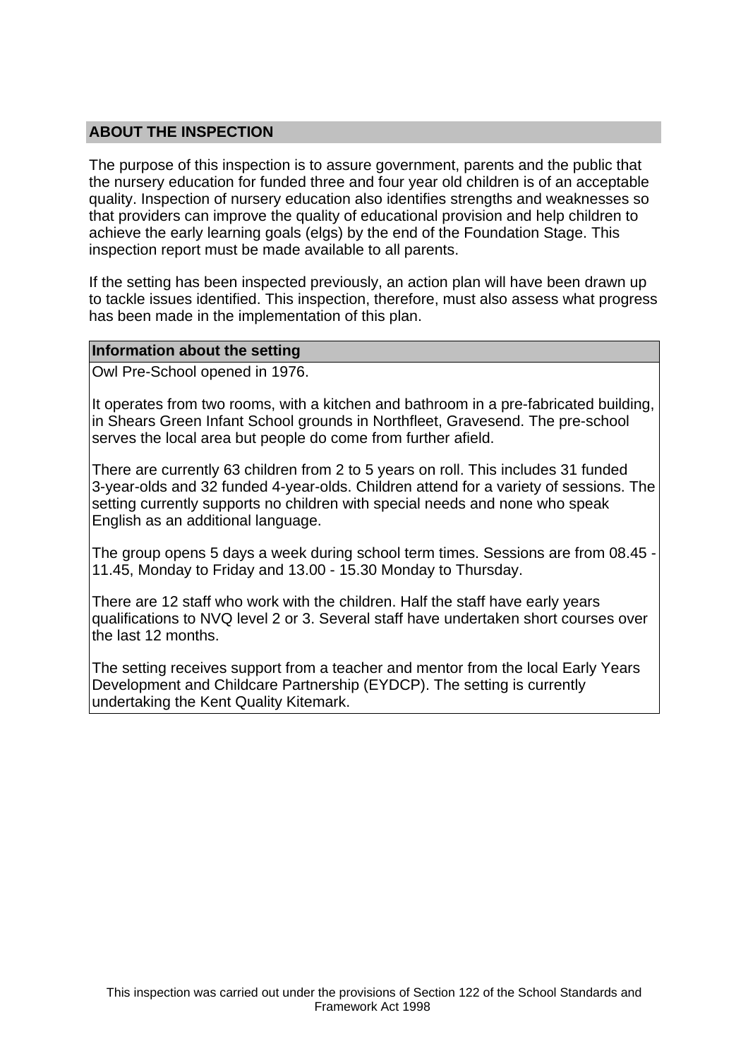## ABOUT THE INSPECTION

The purpose of this inspection is to assure government, parents and the public that the nursery education for funded three and four year old children is of an acceptable quality. Inspection of nursery education also identifies strengths and weaknesses so that providers can improve the quality of educational provision and help children to achieve the early learning goals (elgs) by the end of the Foundation Stage. This inspection report must be made available to all parents.

If the setting has been inspected previously, an action plan will have been drawn up to tackle issues identified. This inspection, therefore, must also assess what progress has been made in the implementation of this plan.

### Information about the setting

Owl Pre-School opened in 1976.

It operates from two rooms, with a kitchen and bathroom in a pre-fabricated building, in Shears Green Infant School grounds in Northfleet, Gravesend. The pre-school serves the local area but people do come from further afield.

There are currently 63 children from 2 to 5 years on roll. This includes 31 funded 3-year-olds and 32 funded 4-year-olds. Children attend for a variety of sessions. The setting currently supports no children with special needs and none who speak English as an additional language.

The group opens 5 days a week during school term times. Sessions are from 08.45 - 11.45, Monday to Friday and 13.00 - 15.30 Monday to Thursday.

There are 12 staff who work with the children. Half the staff have early years qualifications to NVQ level 2 or 3. Several staff have undertaken short courses over the last 12 months.

The setting receives support from a teacher and mentor from the local Early Years Development and Childcare Partnership (EYDCP). The setting is currently undertaking the Kent Quality Kitemark.

This inspection was carried out under the provisions of Section 122 of the School Standards and Framework Act 1998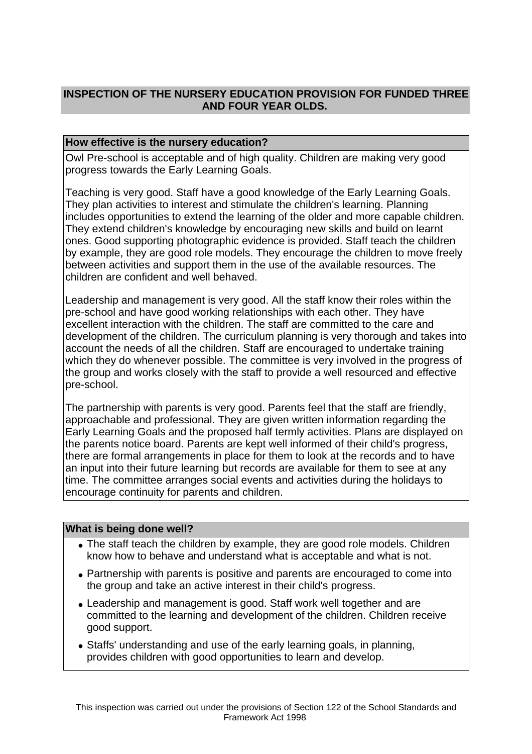## INSPECTION OF THE NURSERY EDUCATION PROVISION FOR FUNDED THREE AND FOUR YEAR OLDS.

### How effective is the nursery education?

Owl Pre-school is acceptable and of high quality. Children are making very good progress towards the Early Learning Goals.

Teaching is very good. Staff have a good knowledge of the Early Learning Goals. They plan activities to interest and stimulate the children's learning. Planning includes opportunities to extend the learning of the older and more capable children. They extend children's knowledge by encouraging new skills and build on learnt ones. Good supporting photographic evidence is provided. Staff teach the children by example, they are good role models. They encourage the children to move freely between activities and support them in the use of the available resources. The children are confident and well behaved.

Leadership and management is very good. All the staff know their roles within the pre-school and have good working relationships with each other. They have excellent interaction with the children. The staff are committed to the care and development of the children. The curriculum planning is very thorough and takes into account the needs of all the children. Staff are encouraged to undertake training which they do whenever possible. The committee is very involved in the progress of the group and works closely with the staff to provide a well resourced and effective pre-school.

The partnership with parents is very good. Parents feel that the staff are friendly, approachable and professional. They are given written information regarding the Early Learning Goals and the proposed half termly activities. Plans are displayed on the parents notice board. Parents are kept well informed of their child's progress, there are formal arrangements in place for them to look at the records and to have an input into their future learning but records are available for them to see at any time. The committee arranges social events and activities during the holidays to encourage continuity for parents and children.

### What is being done well?

- The staff teach the children by example, they are good role models. Children know how to behave and understand what is acceptable and what is not.
- Partnership with parents is positive and parents are encouraged to come into the group and take an active interest in their child's progress.
- Leadership and management is good. Staff work well together and are committed to the learning and development of the children. Children receive good support.
- Staffs' understanding and use of the early learning goals, in planning, provides children with good opportunities to learn and develop.

This inspection was carried out under the provisions of Section 122 of the School Standards and Framework Act 1998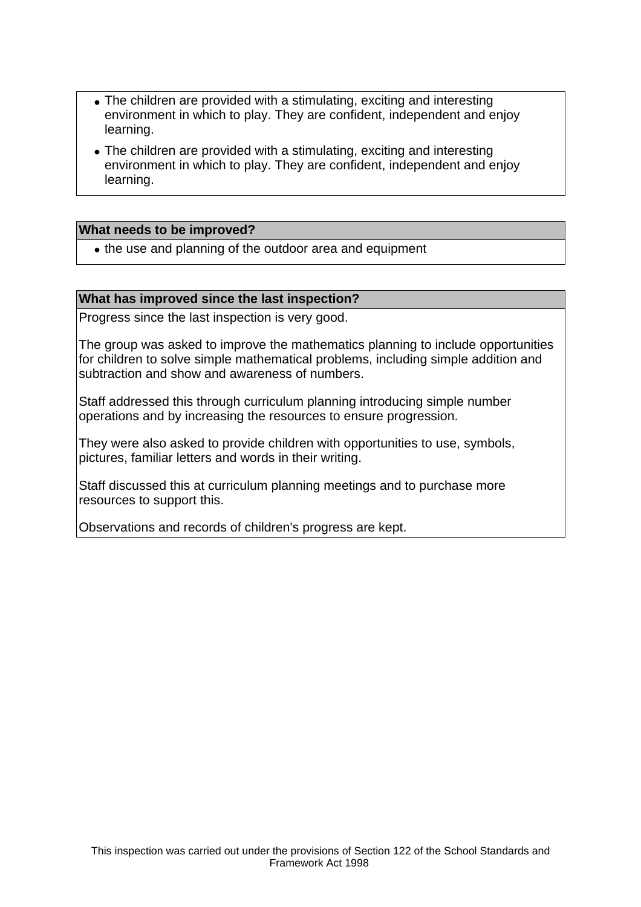- The children are provided with a stimulating, exciting and interesting environment in which to play. They are confident, independent and enjoy learning.
- The children are provided with a stimulating, exciting and interesting environment in which to play. They are confident, independent and enjoy learning.

**What needs to be improved?**

- the use and planning of the outdoor area and equipment

**What has improved since the last inspection?**

Progress since the last inspection is very good.

The group was asked to improve the mathematics planning to include opportunities for children to solve simple mathematical problems, including simple addition and subtraction and show and awareness of numbers.

Staff addressed this through curriculum planning introducing simple number operations and by increasing the resources to ensure progression.

They were also asked to provide children with opportunities to use, symbols, pictures, familiar letters and words in their writing.

Staff discussed this at curriculum planning meetings and to purchase more resources to support this.

Observations and records of children's progress are kept.

This inspection was carried out under the provisions of Section 122 of the School Standards and Framework Act 1998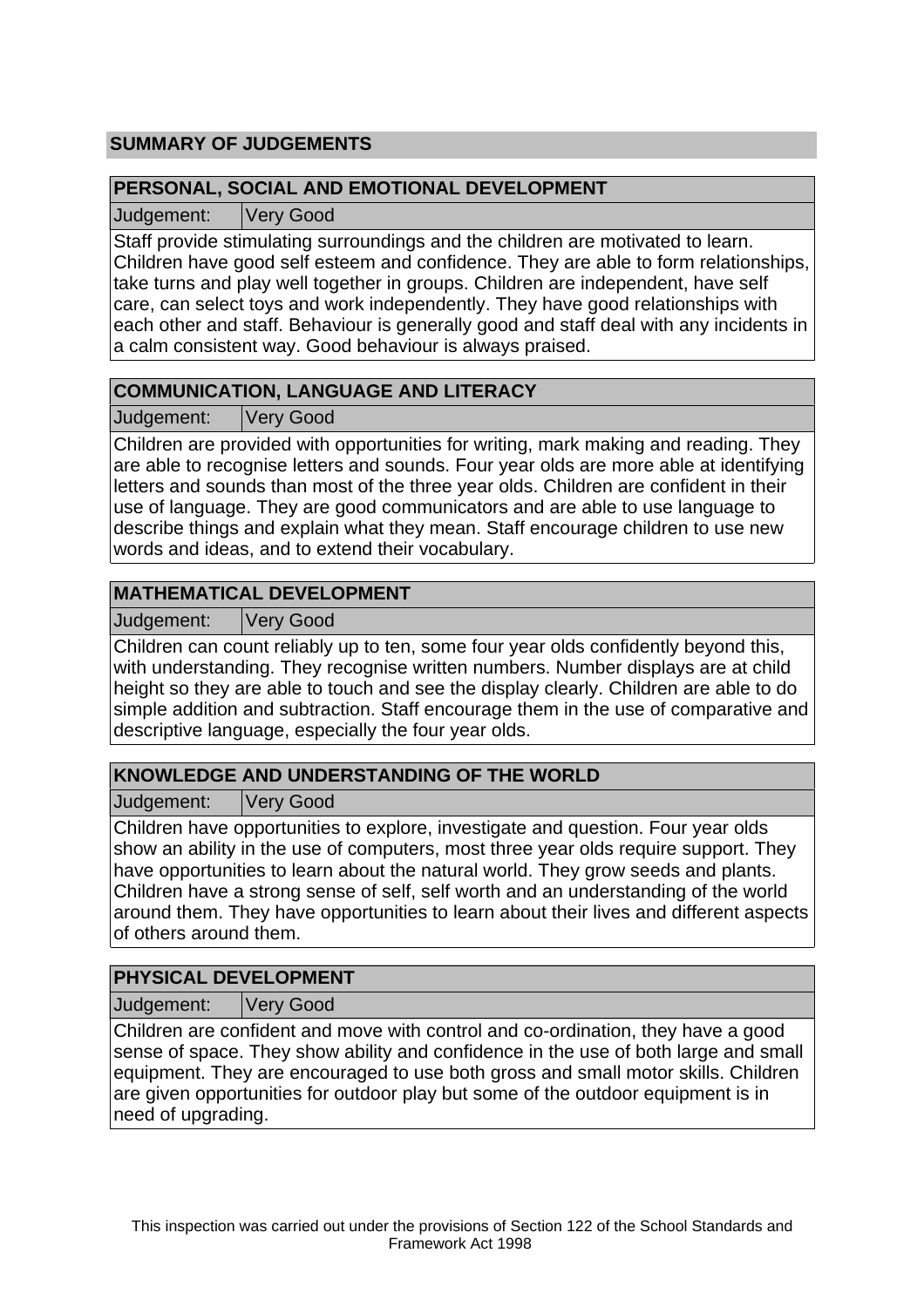## SUMMARY OF JUDGEMENTS

### PERSONAL, SOCIAL AND EMOTIONAL DEVELOPMENT

Judgement: Very Good

Staff provide stimulating surroundings and the children are motivated to learn. Children have good self esteem and confidence. They are able to form relationships, take turns and play well together in groups. Children are independent, have self care, can select toys and work independently. They have good relationships with each other and staff. Behaviour is generally good and staff deal with any incidents in a calm consistent way. Good behaviour is always praised.

### COMMUNICATION, LANGUAGE AND LITERACY

Judgement: Very Good

Children are provided with opportunities for writing, mark making and reading. They are able to recognise letters and sounds. Four year olds are more able at identifying letters and sounds than most of the three year olds. Children are confident in their use of language. They are good communicators and are able to use language to describe things and explain what they mean. Staff encourage children to use new words and ideas, and to extend their vocabulary.

### MATHEMATICAL DEVELOPMENT

Judgement: Very Good

Children can count reliably up to ten, some four year olds confidently beyond this, with understanding. They recognise written numbers. Number displays are at child height so they are able to touch and see the display clearly. Children are able to do simple addition and subtraction. Staff encourage them in the use of comparative and descriptive language, especially the four year olds.

### KNOWLEDGE AND UNDERSTANDING OF THE WORLD

Judgement: Very Good

Children have opportunities to explore, investigate and question. Four year olds show an ability in the use of computers, most three year olds require support. They have opportunities to learn about the natural world. They grow seeds and plants. Children have a strong sense of self, self worth and an understanding of the world around them. They have opportunities to learn about their lives and different aspects of others around them.

### PHYSICAL DEVELOPMENT

Judgement: Very Good

Children are confident and move with control and co-ordination, they have a good sense of space. They show ability and confidence in the use of both large and small equipment. They are encouraged to use both gross and small motor skills. Children are given opportunities for outdoor play but some of the outdoor equipment is in need of upgrading.

This inspection was carried out under the provisions of Section 122 of the School Standards and Framework Act 1998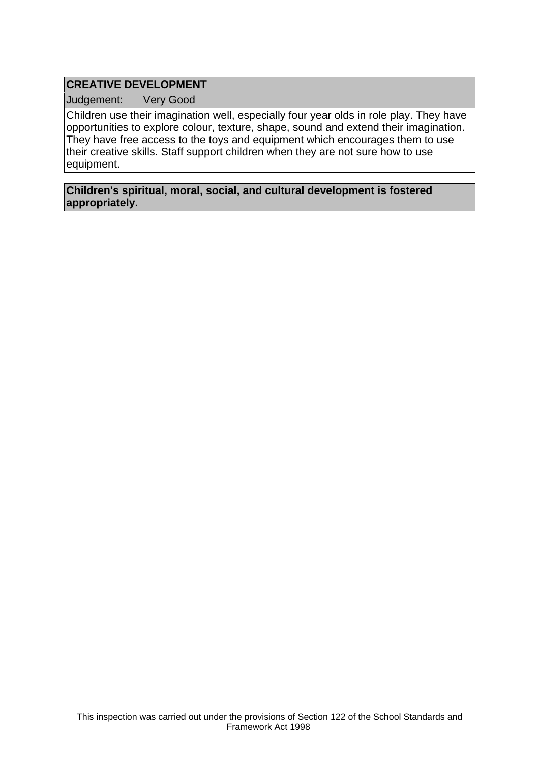**CREATIVE DEVELOPMENT**

Judgement: Very Good

Children use their imagination well, especially four year olds in role play. They have opportunities to explore colour, texture, shape, sound and extend their imagination. They have free access to the toys and equipment which encourages them to use their creative skills. Staff support children when they are not sure how to use equipment.

**Children's spiritual, moral, social, and cultural development is fostered appropriately.**

This inspection was carried out under the provisions of Section 122 of the School Standards and Framework Act 1998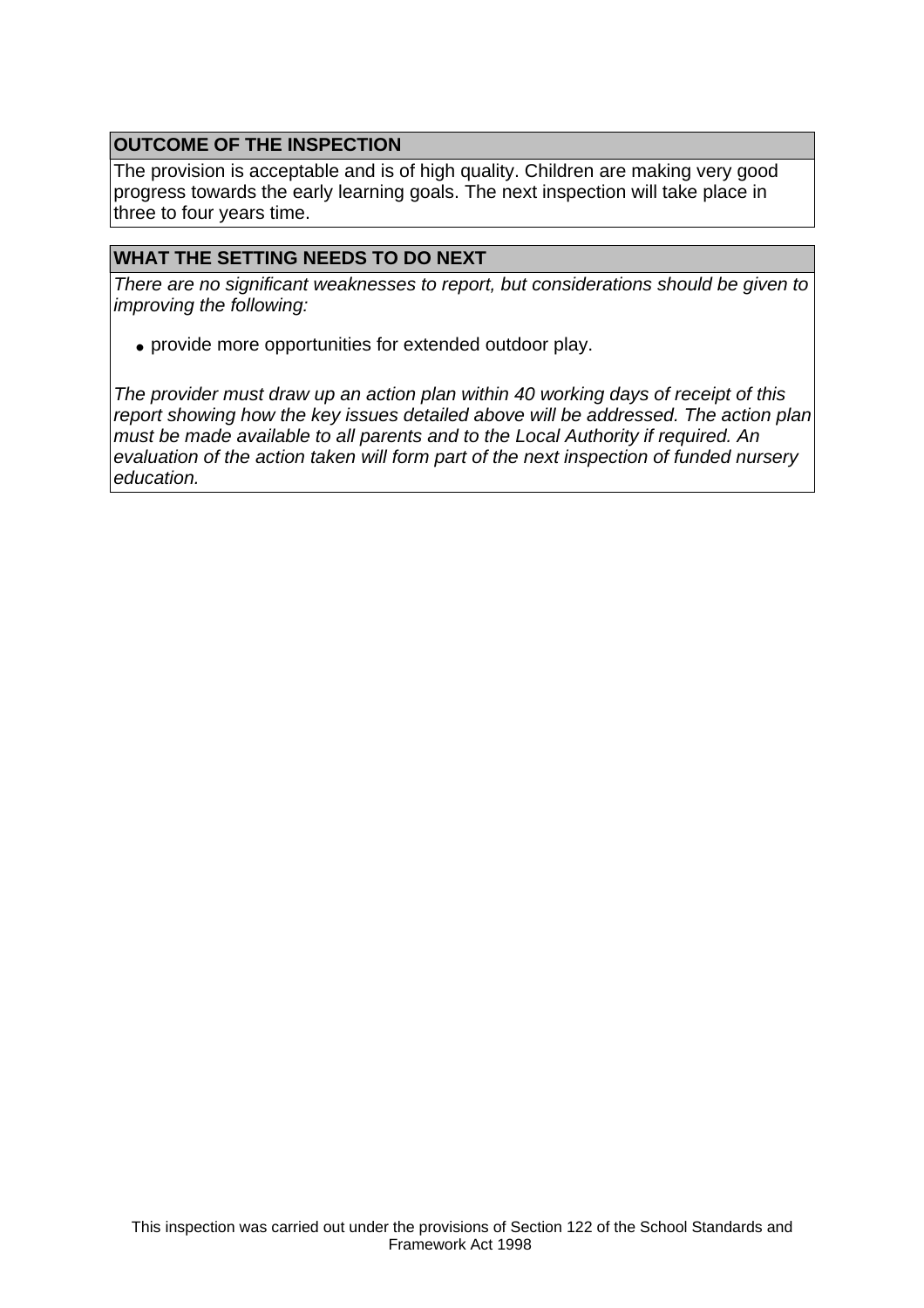## OUTCOME OF THE INSPECTION

The provision is acceptable and is of high quality. Children are making very good progress towards the early learning goals. The next inspection will take place in three to four years time.

## WHAT THE SETTING NEEDS TO DO NEXT

*There are no significant weaknesses to report, but considerations should be given to improving the following:*

- provide more opportunities for extended outdoor play.

*The provider must draw up an action plan within 40 working days of receipt of this report showing how the key issues detailed above will be addressed. The action plan must be made available to all parents and to the Local Authority if required. An evaluation of the action taken will form part of the next inspection of funded nursery education.*

This inspection was carried out under the provisions of Section 122 of the School Standards and Framework Act 1998